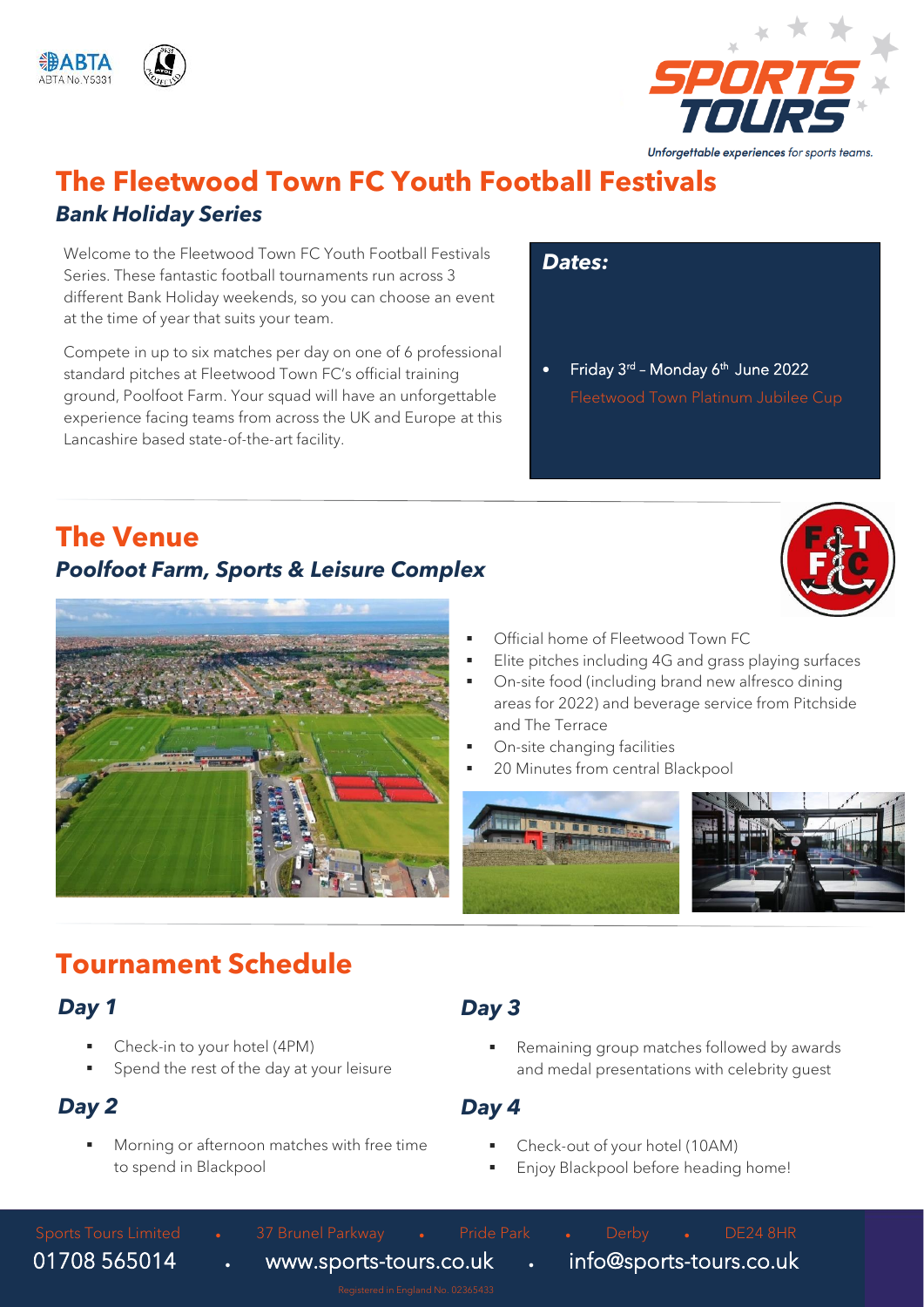ABTA
ABTA No.Y5331

**SPORTS TOURS**
*Unforgettable experiences for sports teams.*

# The Fleetwood Town FC Youth Football Festivals

## *Bank Holiday Series*

Welcome to the Fleetwood Town FC Youth Football Festivals Series. These fantastic football tournaments run across 3 different Bank Holiday weekends, so you can choose an event at the time of year that suits your team.

Compete in up to six matches per day on one of 6 professional standard pitches at Fleetwood Town FC's official training ground, Poolfoot Farm. Your squad will have an unforgettable experience facing teams from across the UK and Europe at this Lancashire based state-of-the-art facility.

### *Dates:*

- Friday 3rd – Monday 6th June 2022
  Fleetwood Town Platinum Jubilee Cup

# The Venue

## *Poolfoot Farm, Sports & Leisure Complex*

- Official home of Fleetwood Town FC
- Elite pitches including 4G and grass playing surfaces
- On-site food (including brand new alfresco dining areas for 2022) and beverage service from Pitchside and The Terrace
- On-site changing facilities
- 20 Minutes from central Blackpool

# Tournament Schedule

### *Day 1*

- Check-in to your hotel (4PM)
- Spend the rest of the day at your leisure

### *Day 2*

- Morning or afternoon matches with free time to spend in Blackpool

### *Day 3*

- Remaining group matches followed by awards and medal presentations with celebrity guest

### *Day 4*

- Check-out of your hotel (10AM)
- Enjoy Blackpool before heading home!

Sports Tours Limited • 37 Brunel Parkway • Pride Park • Derby • DE24 8HR

01708 565014 • www.sports-tours.co.uk • info@sports-tours.co.uk

Registered in England No. 02365433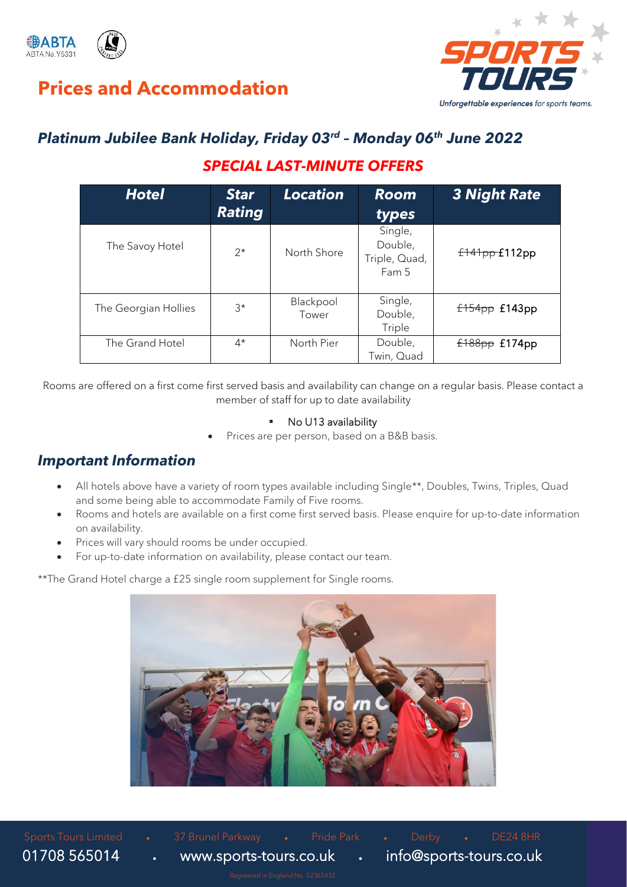# Prices and Accommodation

## *Platinum Jubilee Bank Holiday, Friday 03rd – Monday 06th June 2022*

### *SPECIAL LAST-MINUTE OFFERS*

| Hotel | Star Rating | Location | Room types | 3 Night Rate |
|---|---|---|---|---|
| The Savoy Hotel | 2* | North Shore | Single, Double, Triple, Quad, Fam 5 | ~~£141pp~~ £112pp |
| The Georgian Hollies | 3* | Blackpool Tower | Single, Double, Triple | ~~£154pp~~ £143pp |
| The Grand Hotel | 4* | North Pier | Double, Twin, Quad | ~~£188pp~~ £174pp |

Rooms are offered on a first come first served basis and availability can change on a regular basis. Please contact a member of staff for up to date availability

- No U13 availability
- Prices are per person, based on a B&B basis.

## *Important Information*

- All hotels above have a variety of room types available including Single**, Doubles, Twins, Triples, Quad and some being able to accommodate Family of Five rooms.
- Rooms and hotels are available on a first come first served basis. Please enquire for up-to-date information on availability.
- Prices will vary should rooms be under occupied.
- For up-to-date information on availability, please contact our team.

**The Grand Hotel charge a £25 single room supplement for Single rooms.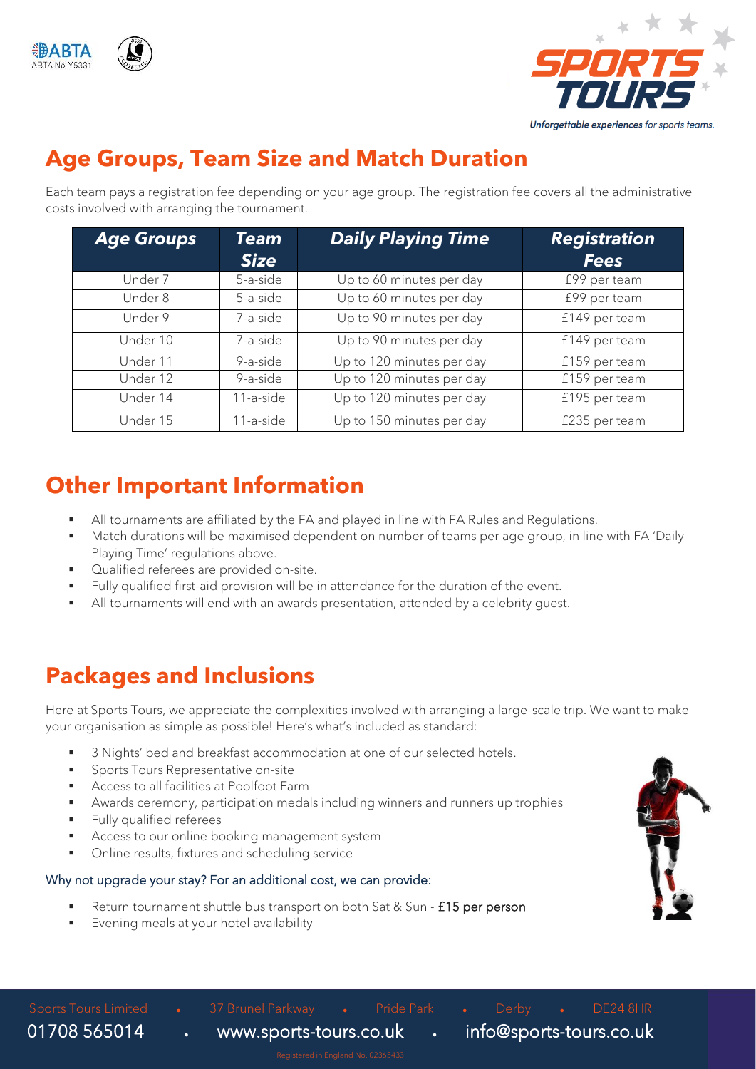## Age Groups, Team Size and Match Duration

Each team pays a registration fee depending on your age group. The registration fee covers all the administrative costs involved with arranging the tournament.

| Age Groups | Team Size | Daily Playing Time | Registration Fees |
|---|---|---|---|
| Under 7 | 5-a-side | Up to 60 minutes per day | £99 per team |
| Under 8 | 5-a-side | Up to 60 minutes per day | £99 per team |
| Under 9 | 7-a-side | Up to 90 minutes per day | £149 per team |
| Under 10 | 7-a-side | Up to 90 minutes per day | £149 per team |
| Under 11 | 9-a-side | Up to 120 minutes per day | £159 per team |
| Under 12 | 9-a-side | Up to 120 minutes per day | £159 per team |
| Under 14 | 11-a-side | Up to 120 minutes per day | £195 per team |
| Under 15 | 11-a-side | Up to 150 minutes per day | £235 per team |

## Other Important Information

- All tournaments are affiliated by the FA and played in line with FA Rules and Regulations.
- Match durations will be maximised dependent on number of teams per age group, in line with FA 'Daily Playing Time' regulations above.
- Qualified referees are provided on-site.
- Fully qualified first-aid provision will be in attendance for the duration of the event.
- All tournaments will end with an awards presentation, attended by a celebrity guest.

## Packages and Inclusions

Here at Sports Tours, we appreciate the complexities involved with arranging a large-scale trip. We want to make your organisation as simple as possible! Here's what's included as standard:

- 3 Nights' bed and breakfast accommodation at one of our selected hotels.
- Sports Tours Representative on-site
- Access to all facilities at Poolfoot Farm
- Awards ceremony, participation medals including winners and runners up trophies
- Fully qualified referees
- Access to our online booking management system
- Online results, fixtures and scheduling service

Why not upgrade your stay? For an additional cost, we can provide:

- Return tournament shuttle bus transport on both Sat & Sun - £15 per person
- Evening meals at your hotel availability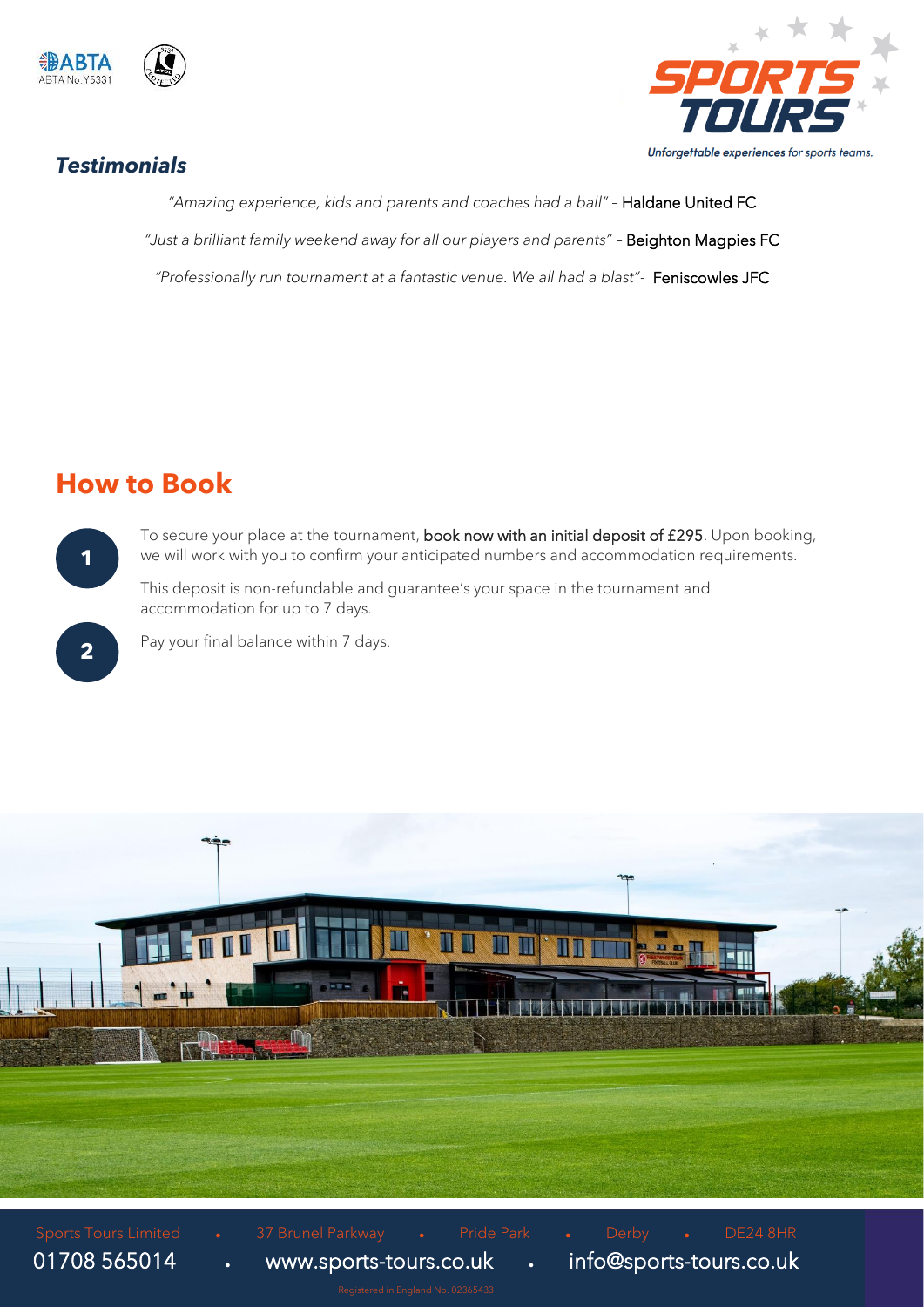### *Testimonials*

*"Amazing experience, kids and parents and coaches had a ball"* – Haldane United FC

*"Just a brilliant family weekend away for all our players and parents"* – Beighton Magpies FC

*"Professionally run tournament at a fantastic venue. We all had a blast"*- Feniscowles JFC

## How to Book

1. To secure your place at the tournament, book now with an initial deposit of £295. Upon booking, we will work with you to confirm your anticipated numbers and accommodation requirements.

   This deposit is non-refundable and guarantee's your space in the tournament and accommodation for up to 7 days.

2. Pay your final balance within 7 days.

Sports Tours Limited • 37 Brunel Parkway • Pride Park • Derby • DE24 8HR

01708 565014 • www.sports-tours.co.uk • info@sports-tours.co.uk

Registered in England No. 02365433